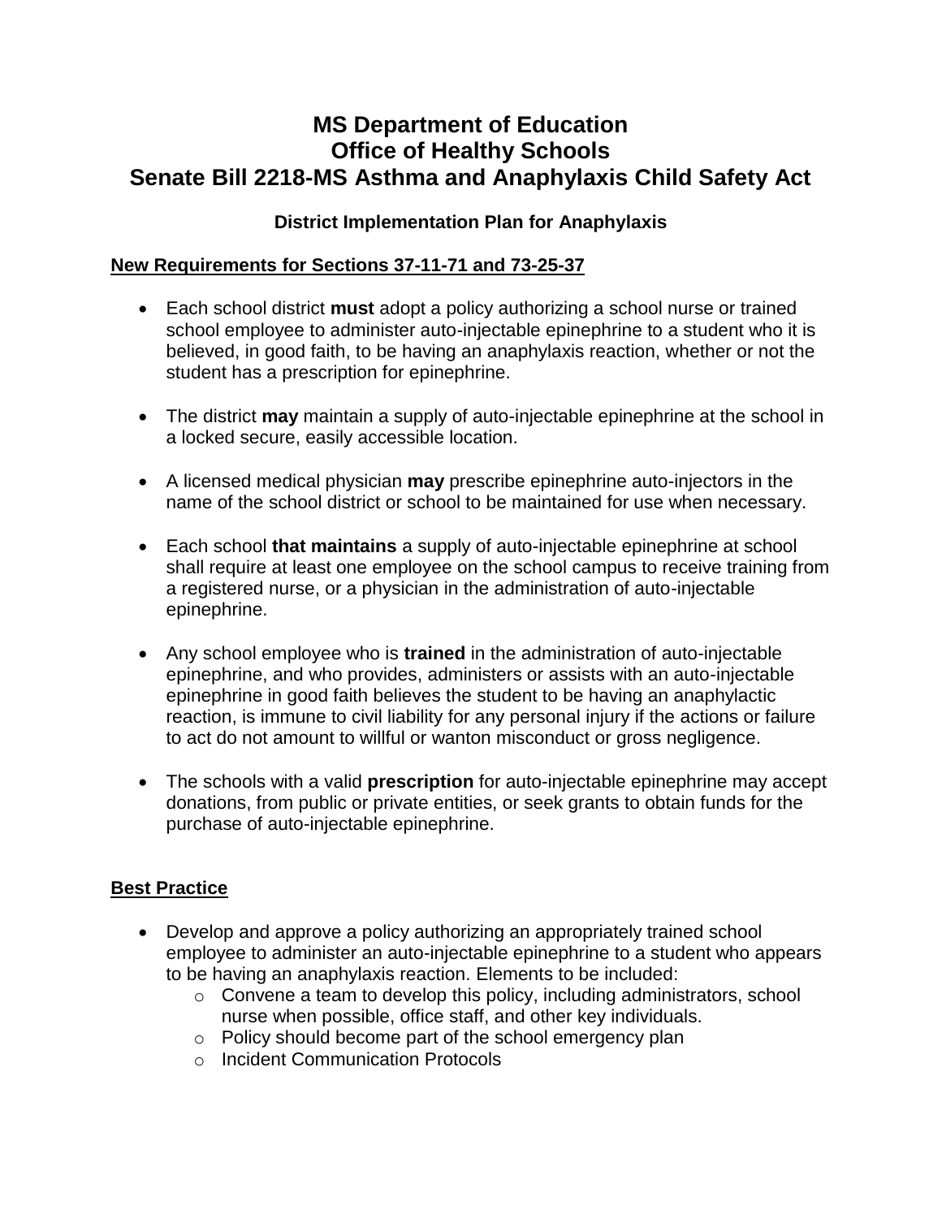# MS Department of Education
# Office of Healthy Schools
# Senate Bill 2218-MS Asthma and Anaphylaxis Child Safety Act

### District Implementation Plan for Anaphylaxis

**New Requirements for Sections 37-11-71 and 73-25-37**

- Each school district **must** adopt a policy authorizing a school nurse or trained school employee to administer auto-injectable epinephrine to a student who it is believed, in good faith, to be having an anaphylaxis reaction, whether or not the student has a prescription for epinephrine.
- The district **may** maintain a supply of auto-injectable epinephrine at the school in a locked secure, easily accessible location.
- A licensed medical physician **may** prescribe epinephrine auto-injectors in the name of the school district or school to be maintained for use when necessary.
- Each school **that maintains** a supply of auto-injectable epinephrine at school shall require at least one employee on the school campus to receive training from a registered nurse, or a physician in the administration of auto-injectable epinephrine.
- Any school employee who is **trained** in the administration of auto-injectable epinephrine, and who provides, administers or assists with an auto-injectable epinephrine in good faith believes the student to be having an anaphylactic reaction, is immune to civil liability for any personal injury if the actions or failure to act do not amount to willful or wanton misconduct or gross negligence.
- The schools with a valid **prescription** for auto-injectable epinephrine may accept donations, from public or private entities, or seek grants to obtain funds for the purchase of auto-injectable epinephrine.

**Best Practice**

- Develop and approve a policy authorizing an appropriately trained school employee to administer an auto-injectable epinephrine to a student who appears to be having an anaphylaxis reaction. Elements to be included:
  - Convene a team to develop this policy, including administrators, school nurse when possible, office staff, and other key individuals.
  - Policy should become part of the school emergency plan
  - Incident Communication Protocols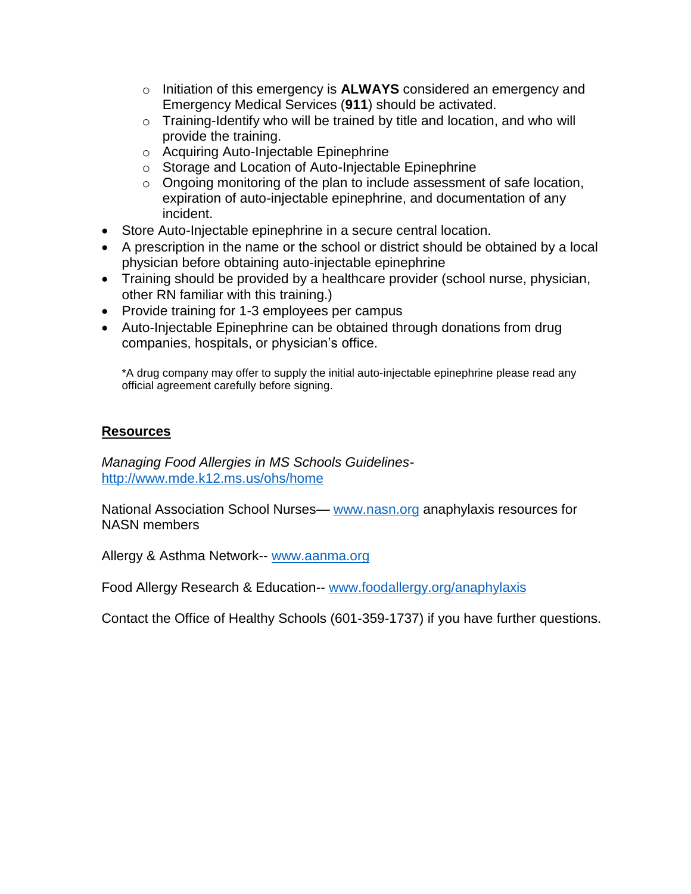- Initiation of this emergency is **ALWAYS** considered an emergency and Emergency Medical Services (**911**) should be activated.
  - Training-Identify who will be trained by title and location, and who will provide the training.
  - Acquiring Auto-Injectable Epinephrine
  - Storage and Location of Auto-Injectable Epinephrine
  - Ongoing monitoring of the plan to include assessment of safe location, expiration of auto-injectable epinephrine, and documentation of any incident.
- Store Auto-Injectable epinephrine in a secure central location.
- A prescription in the name or the school or district should be obtained by a local physician before obtaining auto-injectable epinephrine
- Training should be provided by a healthcare provider (school nurse, physician, other RN familiar with this training.)
- Provide training for 1-3 employees per campus
- Auto-Injectable Epinephrine can be obtained through donations from drug companies, hospitals, or physician's office.

*A drug company may offer to supply the initial auto-injectable epinephrine please read any official agreement carefully before signing.

**Resources**

*Managing Food Allergies in MS Schools Guidelines*- http://www.mde.k12.ms.us/ohs/home

National Association School Nurses— www.nasn.org anaphylaxis resources for NASN members

Allergy & Asthma Network-- www.aanma.org

Food Allergy Research & Education-- www.foodallergy.org/anaphylaxis

Contact the Office of Healthy Schools (601-359-1737) if you have further questions.